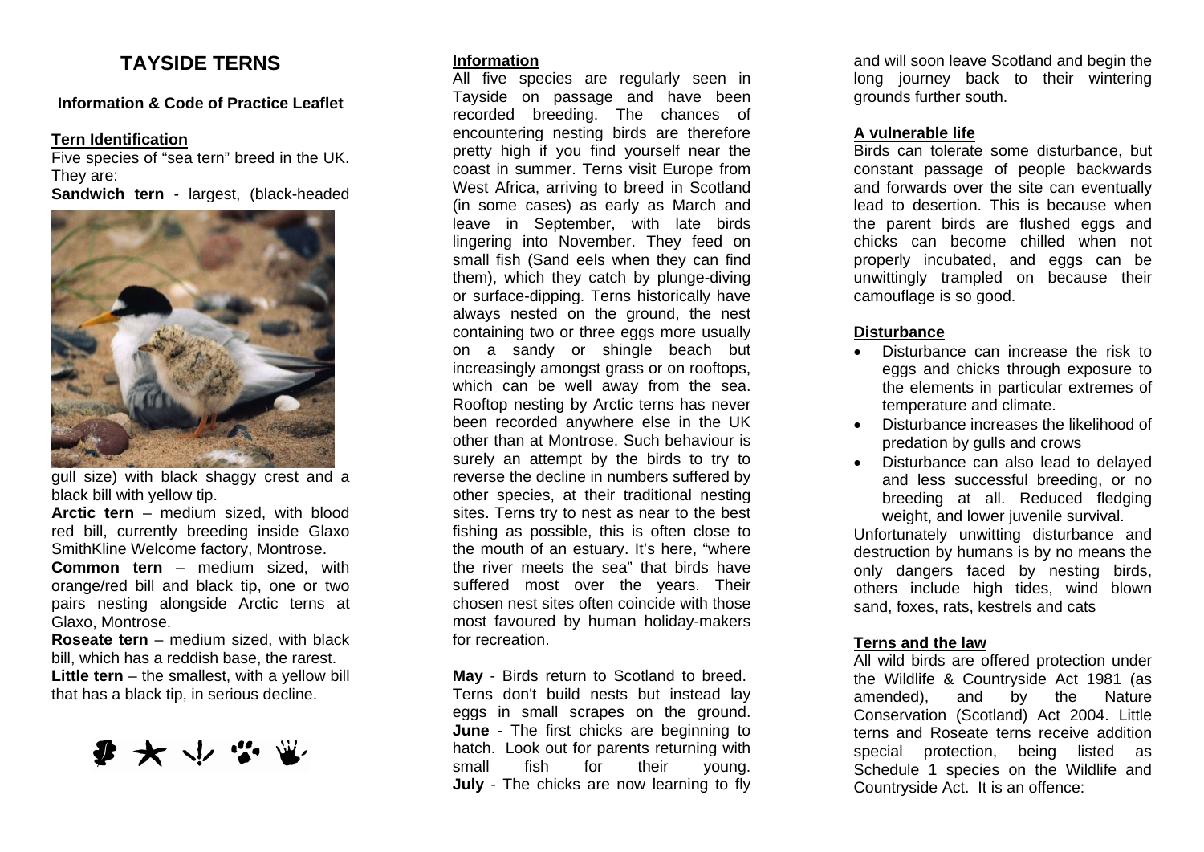# TAYSIDE TERNS

**Information & Code of Practice Leaflet**

## Tern Identification

Five species of "sea tern" breed in the UK. They are:

**Sandwich tern** - largest, (black-headed gull size) with black shaggy crest and a black bill with yellow tip.

**Arctic tern** – medium sized, with blood red bill, currently breeding inside Glaxo SmithKline Welcome factory, Montrose.

**Common tern** – medium sized, with orange/red bill and black tip, one or two pairs nesting alongside Arctic terns at Glaxo, Montrose.

**Roseate tern** – medium sized, with black bill, which has a reddish base, the rarest.

**Little tern** – the smallest, with a yellow bill that has a black tip, in serious decline.

## Information

All five species are regularly seen in Tayside on passage and have been recorded breeding. The chances of encountering nesting birds are therefore pretty high if you find yourself near the coast in summer. Terns visit Europe from West Africa, arriving to breed in Scotland (in some cases) as early as March and leave in September, with late birds lingering into November. They feed on small fish (Sand eels when they can find them), which they catch by plunge-diving or surface-dipping. Terns historically have always nested on the ground, the nest containing two or three eggs more usually on a sandy or shingle beach but increasingly amongst grass or on rooftops, which can be well away from the sea. Rooftop nesting by Arctic terns has never been recorded anywhere else in the UK other than at Montrose. Such behaviour is surely an attempt by the birds to try to reverse the decline in numbers suffered by other species, at their traditional nesting sites. Terns try to nest as near to the best fishing as possible, this is often close to the mouth of an estuary. It's here, "where the river meets the sea" that birds have suffered most over the years. Their chosen nest sites often coincide with those most favoured by human holiday-makers for recreation.

**May** - Birds return to Scotland to breed. Terns don't build nests but instead lay eggs in small scrapes on the ground.
**June** - The first chicks are beginning to hatch. Look out for parents returning with small fish for their young.
**July** - The chicks are now learning to fly and will soon leave Scotland and begin the long journey back to their wintering grounds further south.

## A vulnerable life

Birds can tolerate some disturbance, but constant passage of people backwards and forwards over the site can eventually lead to desertion. This is because when the parent birds are flushed eggs and chicks can become chilled when not properly incubated, and eggs can be unwittingly trampled on because their camouflage is so good.

## Disturbance

- Disturbance can increase the risk to eggs and chicks through exposure to the elements in particular extremes of temperature and climate.
- Disturbance increases the likelihood of predation by gulls and crows
- Disturbance can also lead to delayed and less successful breeding, or no breeding at all. Reduced fledging weight, and lower juvenile survival.

Unfortunately unwitting disturbance and destruction by humans is by no means the only dangers faced by nesting birds, others include high tides, wind blown sand, foxes, rats, kestrels and cats

## Terns and the law

All wild birds are offered protection under the Wildlife & Countryside Act 1981 (as amended), and by the Nature Conservation (Scotland) Act 2004. Little terns and Roseate terns receive addition special protection, being listed as Schedule 1 species on the Wildlife and Countryside Act. It is an offence: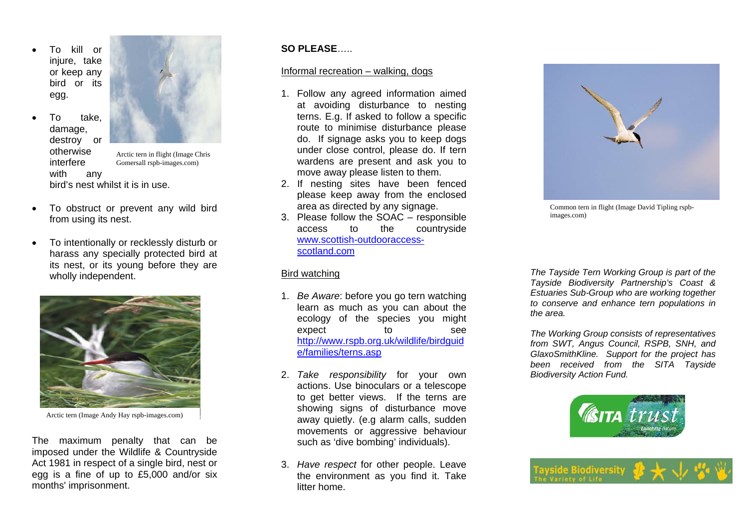- To kill or injure, take or keep any bird or its egg.
- To take, damage, destroy or otherwise interfere with any bird's nest whilst it is in use.

Arctic tern in flight (Image Chris Gomersall rspb-images.com)

- To obstruct or prevent any wild bird from using its nest.
- To intentionally or recklessly disturb or harass any specially protected bird at its nest, or its young before they are wholly independent.

Arctic tern (Image Andy Hay rspb-images.com)

The maximum penalty that can be imposed under the Wildlife & Countryside Act 1981 in respect of a single bird, nest or egg is a fine of up to £5,000 and/or six months' imprisonment.

**SO PLEASE**…..

Informal recreation – walking, dogs

1. Follow any agreed information aimed at avoiding disturbance to nesting terns. E.g. If asked to follow a specific route to minimise disturbance please do. If signage asks you to keep dogs under close control, please do. If tern wardens are present and ask you to move away please listen to them.
2. If nesting sites have been fenced please keep away from the enclosed area as directed by any signage.
3. Please follow the SOAC – responsible access to the countryside www.scottish-outdooraccess-scotland.com

Bird watching

1. *Be Aware*: before you go tern watching learn as much as you can about the ecology of the species you might expect to see http://www.rspb.org.uk/wildlife/birdguide/families/terns.asp
2. *Take responsibility* for your own actions. Use binoculars or a telescope to get better views. If the terns are showing signs of disturbance move away quietly. (e.g alarm calls, sudden movements or aggressive behaviour such as 'dive bombing' individuals).
3. *Have respect* for other people. Leave the environment as you find it. Take litter home.

Common tern in flight (Image David Tipling rspb-images.com)

*The Tayside Tern Working Group is part of the Tayside Biodiversity Partnership's Coast & Estuaries Sub-Group who are working together to conserve and enhance tern populations in the area.*

*The Working Group consists of representatives from SWT, Angus Council, RSPB, SNH, and GlaxoSmithKline. Support for the project has been received from the SITA Tayside Biodiversity Action Fund.*

SITA trust
Enriching nature

Tayside Biodiversity
The Variety of Life